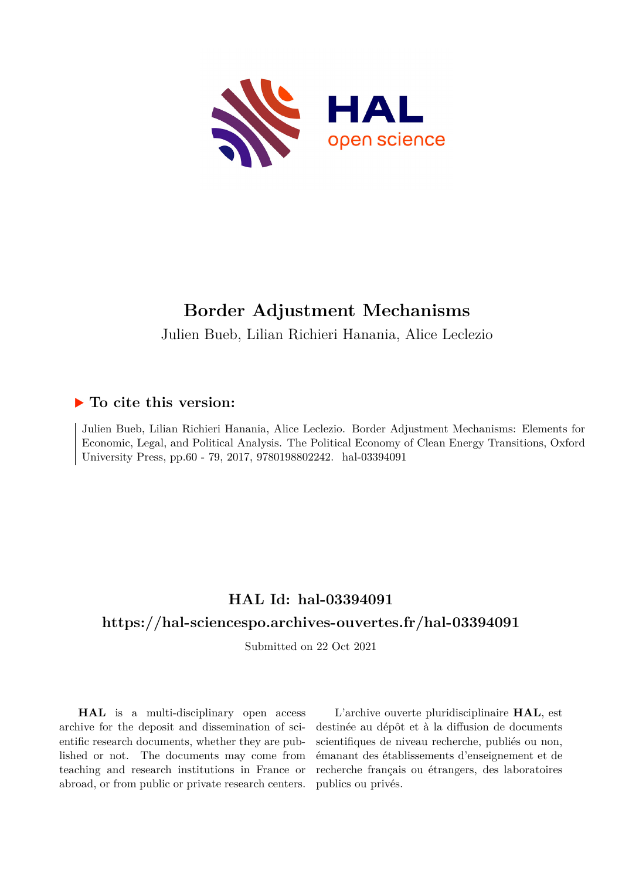# Border Adjustment Mechanisms

Julien Bueb, Lilian Richieri Hanania, Alice Leclezio

## ▶ To cite this version:

Julien Bueb, Lilian Richieri Hanania, Alice Leclezio. Border Adjustment Mechanisms: Elements for Economic, Legal, and Political Analysis. The Political Economy of Clean Energy Transitions, Oxford University Press, pp.60 - 79, 2017, 9780198802242. hal-03394091

## HAL Id: hal-03394091

## https://hal-sciencespo.archives-ouvertes.fr/hal-03394091

Submitted on 22 Oct 2021

**HAL** is a multi-disciplinary open access archive for the deposit and dissemination of scientific research documents, whether they are published or not. The documents may come from teaching and research institutions in France or abroad, or from public or private research centers.

L'archive ouverte pluridisciplinaire **HAL**, est destinée au dépôt et à la diffusion de documents scientifiques de niveau recherche, publiés ou non, émanant des établissements d'enseignement et de recherche français ou étrangers, des laboratoires publics ou privés.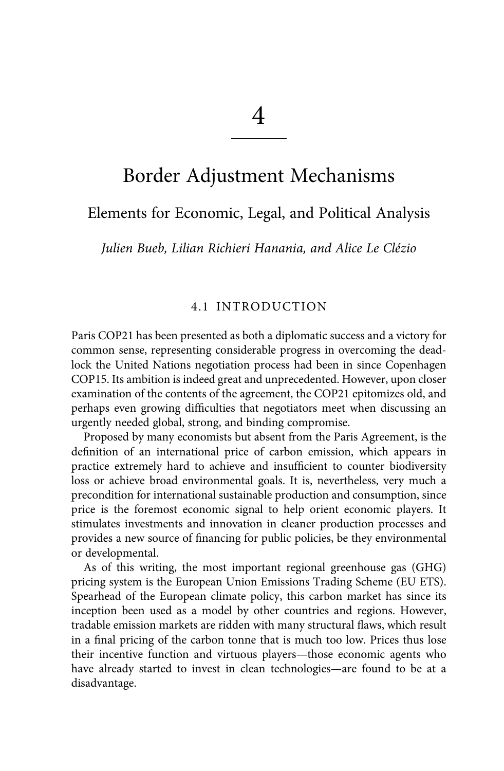# 4

# Border Adjustment Mechanisms

## Elements for Economic, Legal, and Political Analysis

*Julien Bueb, Lilian Richieri Hanania, and Alice Le Clézio*

### 4.1 INTRODUCTION

Paris COP21 has been presented as both a diplomatic success and a victory for common sense, representing considerable progress in overcoming the deadlock the United Nations negotiation process had been in since Copenhagen COP15. Its ambition is indeed great and unprecedented. However, upon closer examination of the contents of the agreement, the COP21 epitomizes old, and perhaps even growing difficulties that negotiators meet when discussing an urgently needed global, strong, and binding compromise.

Proposed by many economists but absent from the Paris Agreement, is the definition of an international price of carbon emission, which appears in practice extremely hard to achieve and insufficient to counter biodiversity loss or achieve broad environmental goals. It is, nevertheless, very much a precondition for international sustainable production and consumption, since price is the foremost economic signal to help orient economic players. It stimulates investments and innovation in cleaner production processes and provides a new source of financing for public policies, be they environmental or developmental.

As of this writing, the most important regional greenhouse gas (GHG) pricing system is the European Union Emissions Trading Scheme (EU ETS). Spearhead of the European climate policy, this carbon market has since its inception been used as a model by other countries and regions. However, tradable emission markets are ridden with many structural flaws, which result in a final pricing of the carbon tonne that is much too low. Prices thus lose their incentive function and virtuous players—those economic agents who have already started to invest in clean technologies—are found to be at a disadvantage.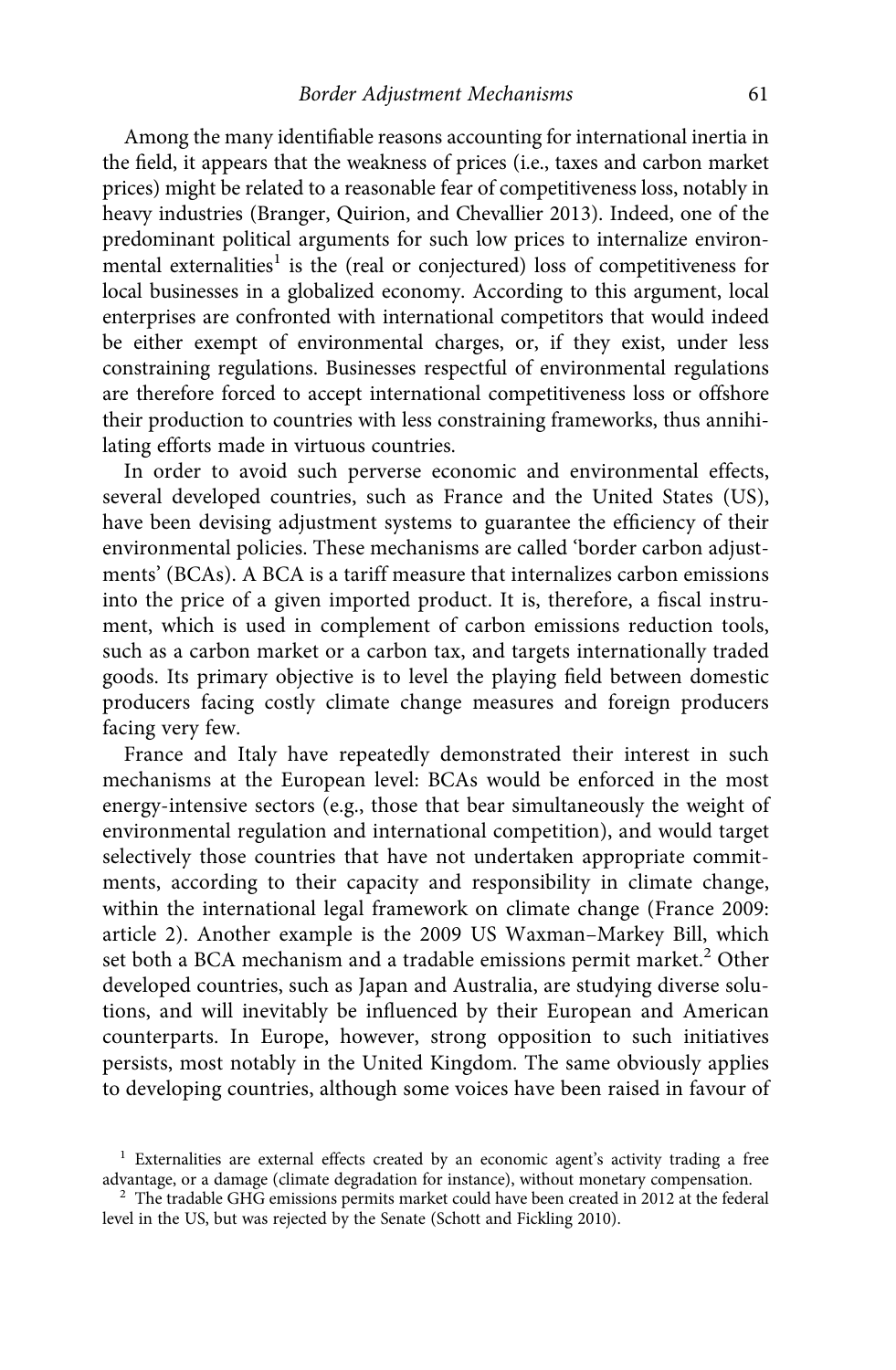Among the many identifiable reasons accounting for international inertia in the field, it appears that the weakness of prices (i.e., taxes and carbon market prices) might be related to a reasonable fear of competitiveness loss, notably in heavy industries (Branger, Quirion, and Chevallier 2013). Indeed, one of the predominant political arguments for such low prices to internalize environmental externalities[1] is the (real or conjectured) loss of competitiveness for local businesses in a globalized economy. According to this argument, local enterprises are confronted with international competitors that would indeed be either exempt of environmental charges, or, if they exist, under less constraining regulations. Businesses respectful of environmental regulations are therefore forced to accept international competitiveness loss or offshore their production to countries with less constraining frameworks, thus annihilating efforts made in virtuous countries.

In order to avoid such perverse economic and environmental effects, several developed countries, such as France and the United States (US), have been devising adjustment systems to guarantee the efficiency of their environmental policies. These mechanisms are called 'border carbon adjustments' (BCAs). A BCA is a tariff measure that internalizes carbon emissions into the price of a given imported product. It is, therefore, a fiscal instrument, which is used in complement of carbon emissions reduction tools, such as a carbon market or a carbon tax, and targets internationally traded goods. Its primary objective is to level the playing field between domestic producers facing costly climate change measures and foreign producers facing very few.

France and Italy have repeatedly demonstrated their interest in such mechanisms at the European level: BCAs would be enforced in the most energy-intensive sectors (e.g., those that bear simultaneously the weight of environmental regulation and international competition), and would target selectively those countries that have not undertaken appropriate commitments, according to their capacity and responsibility in climate change, within the international legal framework on climate change (France 2009: article 2). Another example is the 2009 US Waxman–Markey Bill, which set both a BCA mechanism and a tradable emissions permit market.[2] Other developed countries, such as Japan and Australia, are studying diverse solutions, and will inevitably be influenced by their European and American counterparts. In Europe, however, strong opposition to such initiatives persists, most notably in the United Kingdom. The same obviously applies to developing countries, although some voices have been raised in favour of

[1] Externalities are external effects created by an economic agent's activity trading a free advantage, or a damage (climate degradation for instance), without monetary compensation.

[2] The tradable GHG emissions permits market could have been created in 2012 at the federal level in the US, but was rejected by the Senate (Schott and Fickling 2010).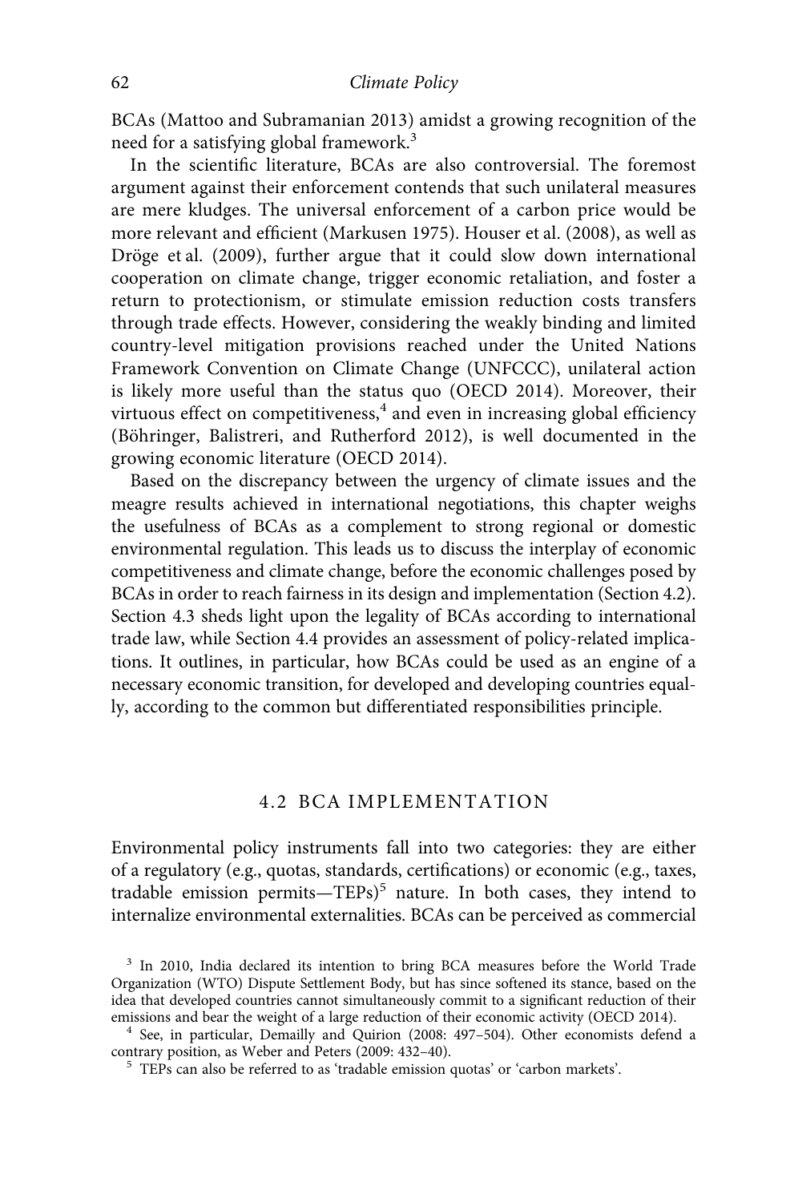BCAs (Mattoo and Subramanian 2013) amidst a growing recognition of the need for a satisfying global framework.[3]

In the scientific literature, BCAs are also controversial. The foremost argument against their enforcement contends that such unilateral measures are mere kludges. The universal enforcement of a carbon price would be more relevant and efficient (Markusen 1975). Houser et al. (2008), as well as Dröge et al. (2009), further argue that it could slow down international cooperation on climate change, trigger economic retaliation, and foster a return to protectionism, or stimulate emission reduction costs transfers through trade effects. However, considering the weakly binding and limited country-level mitigation provisions reached under the United Nations Framework Convention on Climate Change (UNFCCC), unilateral action is likely more useful than the status quo (OECD 2014). Moreover, their virtuous effect on competitiveness,[4] and even in increasing global efficiency (Böhringer, Balistreri, and Rutherford 2012), is well documented in the growing economic literature (OECD 2014).

Based on the discrepancy between the urgency of climate issues and the meagre results achieved in international negotiations, this chapter weighs the usefulness of BCAs as a complement to strong regional or domestic environmental regulation. This leads us to discuss the interplay of economic competitiveness and climate change, before the economic challenges posed by BCAs in order to reach fairness in its design and implementation (Section 4.2). Section 4.3 sheds light upon the legality of BCAs according to international trade law, while Section 4.4 provides an assessment of policy-related implications. It outlines, in particular, how BCAs could be used as an engine of a necessary economic transition, for developed and developing countries equally, according to the common but differentiated responsibilities principle.

## 4.2 BCA IMPLEMENTATION

Environmental policy instruments fall into two categories: they are either of a regulatory (e.g., quotas, standards, certifications) or economic (e.g., taxes, tradable emission permits—TEPs)[5] nature. In both cases, they intend to internalize environmental externalities. BCAs can be perceived as commercial

[3] In 2010, India declared its intention to bring BCA measures before the World Trade Organization (WTO) Dispute Settlement Body, but has since softened its stance, based on the idea that developed countries cannot simultaneously commit to a significant reduction of their emissions and bear the weight of a large reduction of their economic activity (OECD 2014).

[4] See, in particular, Demailly and Quirion (2008: 497–504). Other economists defend a contrary position, as Weber and Peters (2009: 432–40).

[5] TEPs can also be referred to as 'tradable emission quotas' or 'carbon markets'.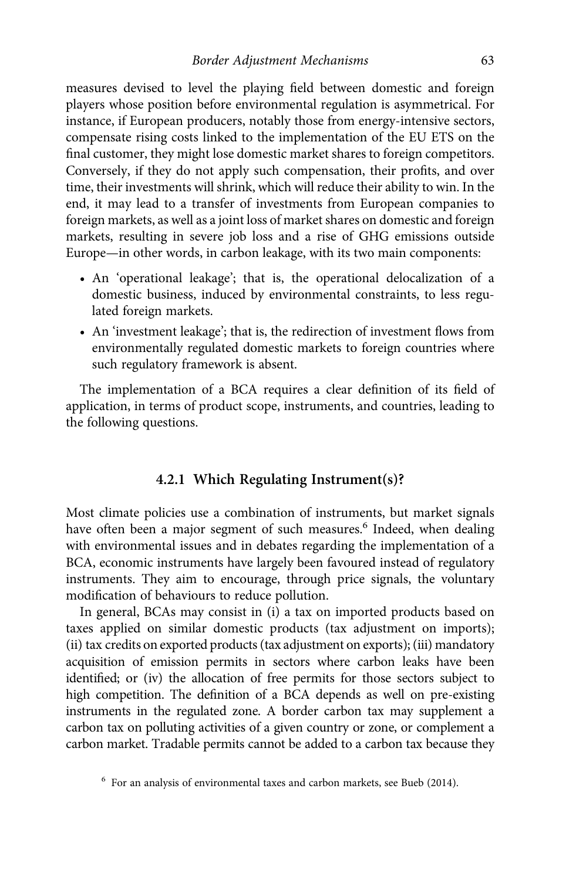measures devised to level the playing field between domestic and foreign players whose position before environmental regulation is asymmetrical. For instance, if European producers, notably those from energy-intensive sectors, compensate rising costs linked to the implementation of the EU ETS on the final customer, they might lose domestic market shares to foreign competitors. Conversely, if they do not apply such compensation, their profits, and over time, their investments will shrink, which will reduce their ability to win. In the end, it may lead to a transfer of investments from European companies to foreign markets, as well as a joint loss of market shares on domestic and foreign markets, resulting in severe job loss and a rise of GHG emissions outside Europe—in other words, in carbon leakage, with its two main components:

- An 'operational leakage'; that is, the operational delocalization of a domestic business, induced by environmental constraints, to less regulated foreign markets.
- An 'investment leakage'; that is, the redirection of investment flows from environmentally regulated domestic markets to foreign countries where such regulatory framework is absent.

The implementation of a BCA requires a clear definition of its field of application, in terms of product scope, instruments, and countries, leading to the following questions.

### 4.2.1 Which Regulating Instrument(s)?

Most climate policies use a combination of instruments, but market signals have often been a major segment of such measures.[6] Indeed, when dealing with environmental issues and in debates regarding the implementation of a BCA, economic instruments have largely been favoured instead of regulatory instruments. They aim to encourage, through price signals, the voluntary modification of behaviours to reduce pollution.

In general, BCAs may consist in (i) a tax on imported products based on taxes applied on similar domestic products (tax adjustment on imports); (ii) tax credits on exported products (tax adjustment on exports); (iii) mandatory acquisition of emission permits in sectors where carbon leaks have been identified; or (iv) the allocation of free permits for those sectors subject to high competition. The definition of a BCA depends as well on pre-existing instruments in the regulated zone. A border carbon tax may supplement a carbon tax on polluting activities of a given country or zone, or complement a carbon market. Tradable permits cannot be added to a carbon tax because they

[6] For an analysis of environmental taxes and carbon markets, see Bueb (2014).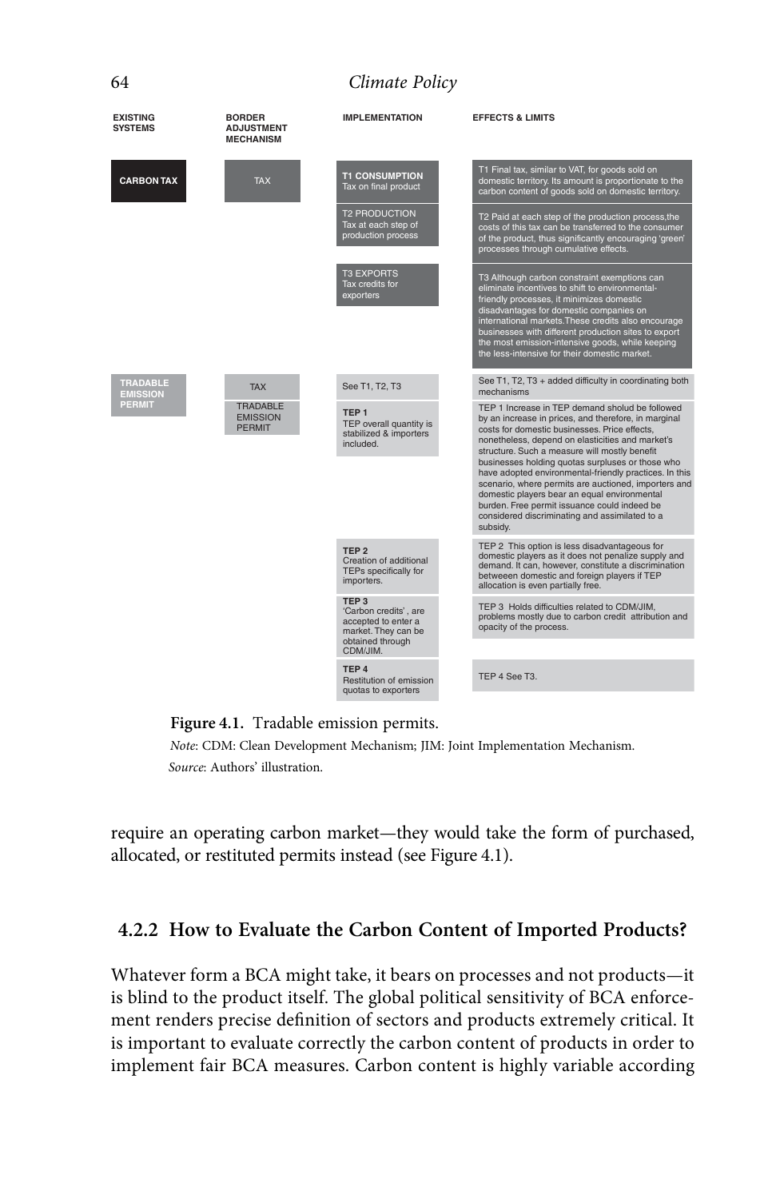| EXISTING SYSTEMS | BORDER ADJUSTMENT MECHANISM | IMPLEMENTATION | EFFECTS & LIMITS |
|---|---|---|---|
| **CARBON TAX** | TAX | **T1 CONSUMPTION** Tax on final product | T1 Final tax, similar to VAT, for goods sold on domestic territory. Its amount is proportionate to the carbon content of goods sold on domestic territory. |
| | | T2 PRODUCTION Tax at each step of production process | T2 Paid at each step of the production process,the costs of this tax can be transferred to the consumer of the product, thus significantly encouraging 'green' processes through cumulative effects. |
| | | T3 EXPORTS Tax credits for exporters | T3 Although carbon constraint exemptions can eliminate incentives to shift to environmental-friendly processes, it minimizes domestic disadvantages for domestic companies on international markets.These credits also encourage businesses with different production sites to export the most emission-intensive goods, while keeping the less-intensive for their domestic market. |
| **TRADABLE EMISSION PERMIT** | TAX | See T1, T2, T3 | See T1, T2, T3 + added difficulty in coordinating both mechanisms |
| | TRADABLE EMISSION PERMIT | **TEP 1** TEP overall quantity is stabilized & importers included. | TEP 1 Increase in TEP demand sholud be followed by an increase in prices, and therefore, in marginal costs for domestic businesses. Price effects, nonetheless, depend on elasticities and market's structure. Such a measure will mostly benefit businesses holding quotas surpluses or those who have adopted environmental-friendly practices. In this scenario, where permits are auctioned, importers and domestic players bear an equal environmental burden. Free permit issuance could indeed be considered discriminating and assimilated to a subsidy. |
| | | **TEP 2** Creation of additional TEPs specifically for importers. | TEP 2 This option is less disadvantageous for domestic players as it does not penalize supply and demand. It can, however, constitute a discrimination betweeen domestic and foreign players if TEP allocation is even partially free. |
| | | **TEP 3** 'Carbon credits' , are accepted to enter a market. They can be obtained through CDM/JIM. | TEP 3 Holds difficulties related to CDM/JIM, problems mostly due to carbon credit attribution and opacity of the process. |
| | | **TEP 4** Restitution of emission quotas to exporters | TEP 4 See T3. |

**Figure 4.1.** Tradable emission permits.

*Note*: CDM: Clean Development Mechanism; JIM: Joint Implementation Mechanism.

*Source*: Authors' illustration.

require an operating carbon market—they would take the form of purchased, allocated, or restituted permits instead (see Figure 4.1).

### 4.2.2 How to Evaluate the Carbon Content of Imported Products?

Whatever form a BCA might take, it bears on processes and not products—it is blind to the product itself. The global political sensitivity of BCA enforcement renders precise definition of sectors and products extremely critical. It is important to evaluate correctly the carbon content of products in order to implement fair BCA measures. Carbon content is highly variable according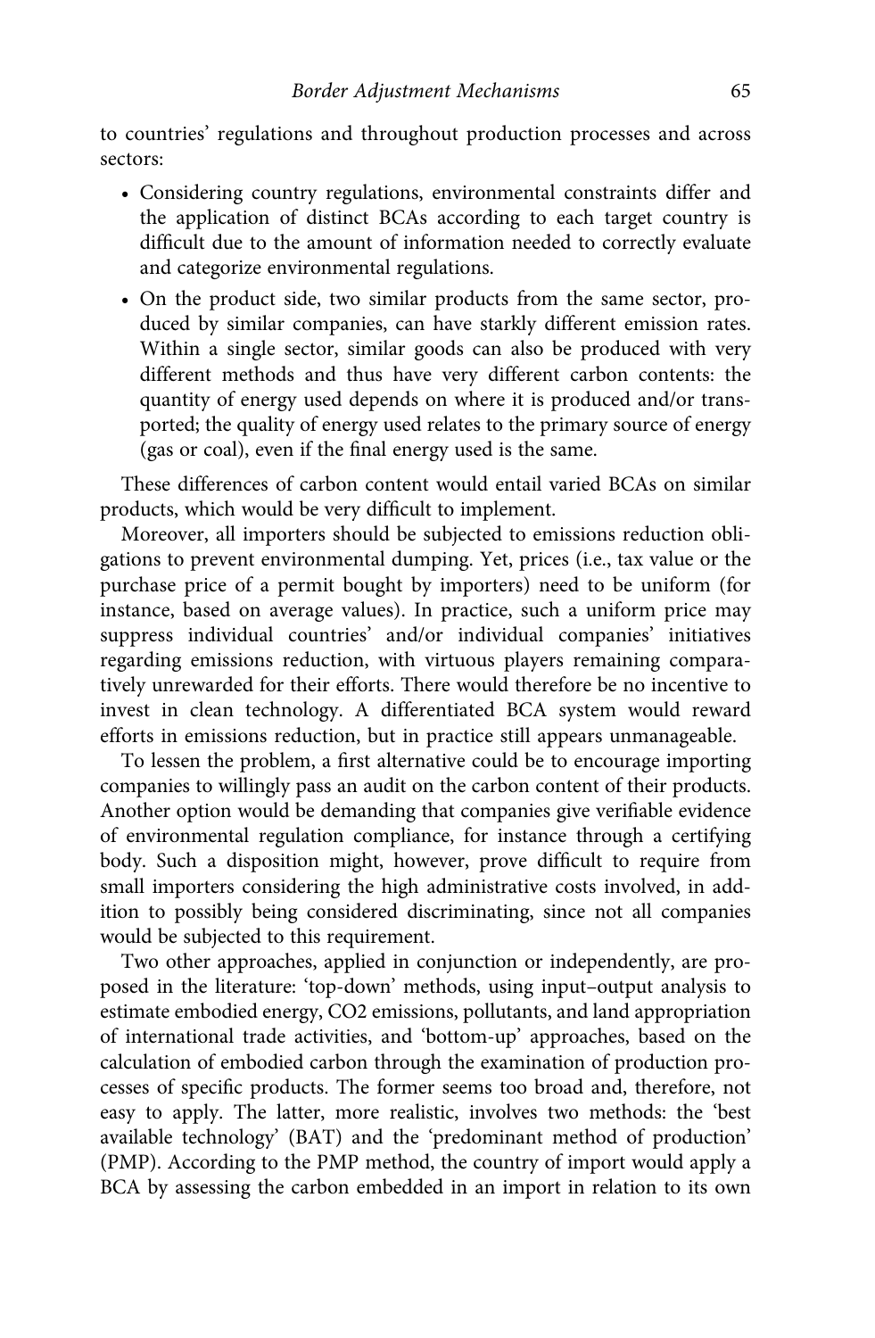to countries' regulations and throughout production processes and across sectors:

- Considering country regulations, environmental constraints differ and the application of distinct BCAs according to each target country is difficult due to the amount of information needed to correctly evaluate and categorize environmental regulations.
- On the product side, two similar products from the same sector, produced by similar companies, can have starkly different emission rates. Within a single sector, similar goods can also be produced with very different methods and thus have very different carbon contents: the quantity of energy used depends on where it is produced and/or transported; the quality of energy used relates to the primary source of energy (gas or coal), even if the final energy used is the same.

These differences of carbon content would entail varied BCAs on similar products, which would be very difficult to implement.

Moreover, all importers should be subjected to emissions reduction obligations to prevent environmental dumping. Yet, prices (i.e., tax value or the purchase price of a permit bought by importers) need to be uniform (for instance, based on average values). In practice, such a uniform price may suppress individual countries' and/or individual companies' initiatives regarding emissions reduction, with virtuous players remaining comparatively unrewarded for their efforts. There would therefore be no incentive to invest in clean technology. A differentiated BCA system would reward efforts in emissions reduction, but in practice still appears unmanageable.

To lessen the problem, a first alternative could be to encourage importing companies to willingly pass an audit on the carbon content of their products. Another option would be demanding that companies give verifiable evidence of environmental regulation compliance, for instance through a certifying body. Such a disposition might, however, prove difficult to require from small importers considering the high administrative costs involved, in addition to possibly being considered discriminating, since not all companies would be subjected to this requirement.

Two other approaches, applied in conjunction or independently, are proposed in the literature: 'top-down' methods, using input–output analysis to estimate embodied energy, $CO_2$ emissions, pollutants, and land appropriation of international trade activities, and 'bottom-up' approaches, based on the calculation of embodied carbon through the examination of production processes of specific products. The former seems too broad and, therefore, not easy to apply. The latter, more realistic, involves two methods: the 'best available technology' (BAT) and the 'predominant method of production' (PMP). According to the PMP method, the country of import would apply a BCA by assessing the carbon embedded in an import in relation to its own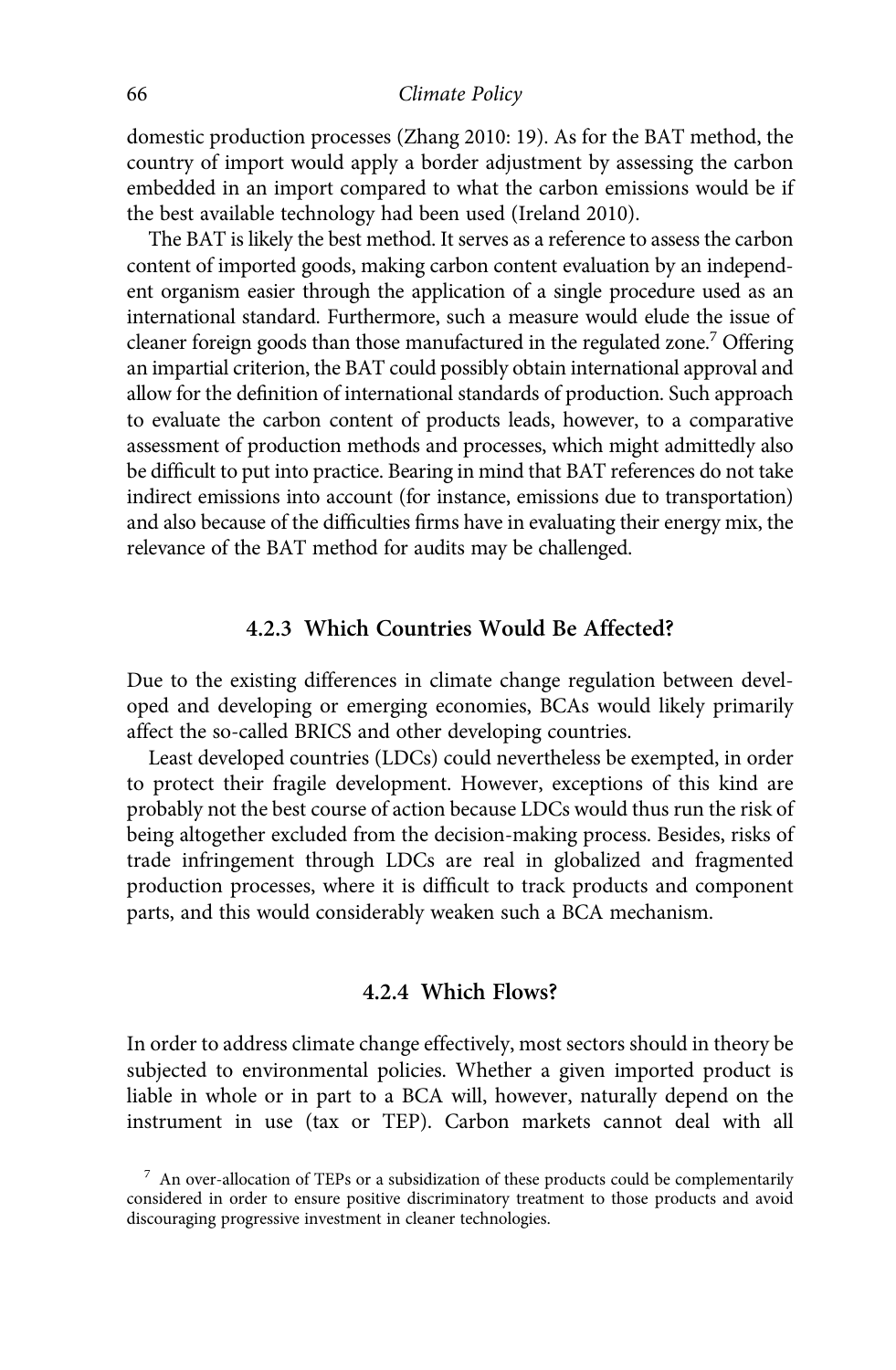domestic production processes (Zhang 2010: 19). As for the BAT method, the country of import would apply a border adjustment by assessing the carbon embedded in an import compared to what the carbon emissions would be if the best available technology had been used (Ireland 2010).

The BAT is likely the best method. It serves as a reference to assess the carbon content of imported goods, making carbon content evaluation by an independent organism easier through the application of a single procedure used as an international standard. Furthermore, such a measure would elude the issue of cleaner foreign goods than those manufactured in the regulated zone.[7] Offering an impartial criterion, the BAT could possibly obtain international approval and allow for the definition of international standards of production. Such approach to evaluate the carbon content of products leads, however, to a comparative assessment of production methods and processes, which might admittedly also be difficult to put into practice. Bearing in mind that BAT references do not take indirect emissions into account (for instance, emissions due to transportation) and also because of the difficulties firms have in evaluating their energy mix, the relevance of the BAT method for audits may be challenged.

### 4.2.3 Which Countries Would Be Affected?

Due to the existing differences in climate change regulation between developed and developing or emerging economies, BCAs would likely primarily affect the so-called BRICS and other developing countries.

Least developed countries (LDCs) could nevertheless be exempted, in order to protect their fragile development. However, exceptions of this kind are probably not the best course of action because LDCs would thus run the risk of being altogether excluded from the decision-making process. Besides, risks of trade infringement through LDCs are real in globalized and fragmented production processes, where it is difficult to track products and component parts, and this would considerably weaken such a BCA mechanism.

### 4.2.4 Which Flows?

In order to address climate change effectively, most sectors should in theory be subjected to environmental policies. Whether a given imported product is liable in whole or in part to a BCA will, however, naturally depend on the instrument in use (tax or TEP). Carbon markets cannot deal with all

[7] An over-allocation of TEPs or a subsidization of these products could be complementarily considered in order to ensure positive discriminatory treatment to those products and avoid discouraging progressive investment in cleaner technologies.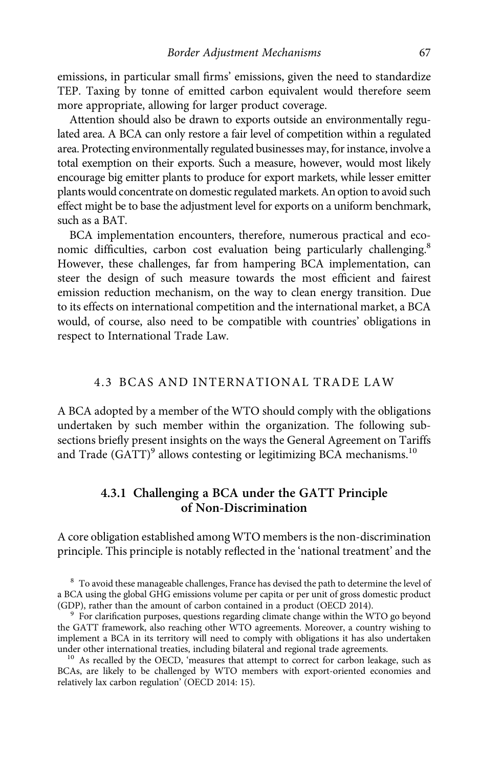emissions, in particular small firms' emissions, given the need to standardize TEP. Taxing by tonne of emitted carbon equivalent would therefore seem more appropriate, allowing for larger product coverage.

Attention should also be drawn to exports outside an environmentally regulated area. A BCA can only restore a fair level of competition within a regulated area. Protecting environmentally regulated businesses may, for instance, involve a total exemption on their exports. Such a measure, however, would most likely encourage big emitter plants to produce for export markets, while lesser emitter plants would concentrate on domestic regulated markets. An option to avoid such effect might be to base the adjustment level for exports on a uniform benchmark, such as a BAT.

BCA implementation encounters, therefore, numerous practical and economic difficulties, carbon cost evaluation being particularly challenging.[8] However, these challenges, far from hampering BCA implementation, can steer the design of such measure towards the most efficient and fairest emission reduction mechanism, on the way to clean energy transition. Due to its effects on international competition and the international market, a BCA would, of course, also need to be compatible with countries' obligations in respect to International Trade Law.

## 4.3 BCAS AND INTERNATIONAL TRADE LAW

A BCA adopted by a member of the WTO should comply with the obligations undertaken by such member within the organization. The following subsections briefly present insights on the ways the General Agreement on Tariffs and Trade (GATT)[9] allows contesting or legitimizing BCA mechanisms.[10]

### 4.3.1 Challenging a BCA under the GATT Principle of Non-Discrimination

A core obligation established among WTO members is the non-discrimination principle. This principle is notably reflected in the 'national treatment' and the

[8] To avoid these manageable challenges, France has devised the path to determine the level of a BCA using the global GHG emissions volume per capita or per unit of gross domestic product (GDP), rather than the amount of carbon contained in a product (OECD 2014).

[9] For clarification purposes, questions regarding climate change within the WTO go beyond the GATT framework, also reaching other WTO agreements. Moreover, a country wishing to implement a BCA in its territory will need to comply with obligations it has also undertaken under other international treaties, including bilateral and regional trade agreements.

[10] As recalled by the OECD, 'measures that attempt to correct for carbon leakage, such as BCAs, are likely to be challenged by WTO members with export-oriented economies and relatively lax carbon regulation' (OECD 2014: 15).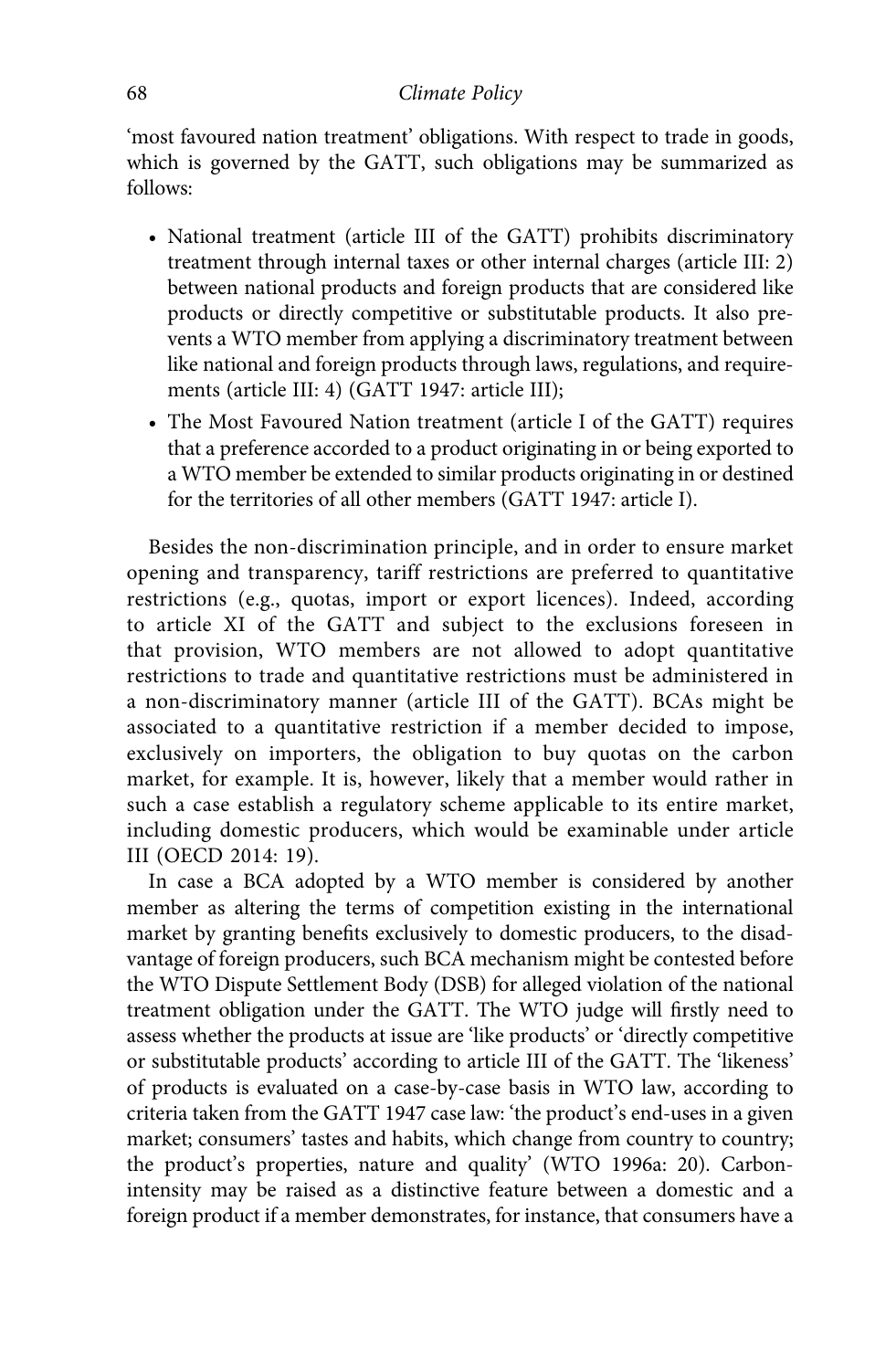'most favoured nation treatment' obligations. With respect to trade in goods, which is governed by the GATT, such obligations may be summarized as follows:

- National treatment (article III of the GATT) prohibits discriminatory treatment through internal taxes or other internal charges (article III: 2) between national products and foreign products that are considered like products or directly competitive or substitutable products. It also prevents a WTO member from applying a discriminatory treatment between like national and foreign products through laws, regulations, and requirements (article III: 4) (GATT 1947: article III);
- The Most Favoured Nation treatment (article I of the GATT) requires that a preference accorded to a product originating in or being exported to a WTO member be extended to similar products originating in or destined for the territories of all other members (GATT 1947: article I).

Besides the non-discrimination principle, and in order to ensure market opening and transparency, tariff restrictions are preferred to quantitative restrictions (e.g., quotas, import or export licences). Indeed, according to article XI of the GATT and subject to the exclusions foreseen in that provision, WTO members are not allowed to adopt quantitative restrictions to trade and quantitative restrictions must be administered in a non-discriminatory manner (article III of the GATT). BCAs might be associated to a quantitative restriction if a member decided to impose, exclusively on importers, the obligation to buy quotas on the carbon market, for example. It is, however, likely that a member would rather in such a case establish a regulatory scheme applicable to its entire market, including domestic producers, which would be examinable under article III (OECD 2014: 19).

In case a BCA adopted by a WTO member is considered by another member as altering the terms of competition existing in the international market by granting benefits exclusively to domestic producers, to the disadvantage of foreign producers, such BCA mechanism might be contested before the WTO Dispute Settlement Body (DSB) for alleged violation of the national treatment obligation under the GATT. The WTO judge will firstly need to assess whether the products at issue are 'like products' or 'directly competitive or substitutable products' according to article III of the GATT. The 'likeness' of products is evaluated on a case-by-case basis in WTO law, according to criteria taken from the GATT 1947 case law: 'the product's end-uses in a given market; consumers' tastes and habits, which change from country to country; the product's properties, nature and quality' (WTO 1996a: 20). Carbon-intensity may be raised as a distinctive feature between a domestic and a foreign product if a member demonstrates, for instance, that consumers have a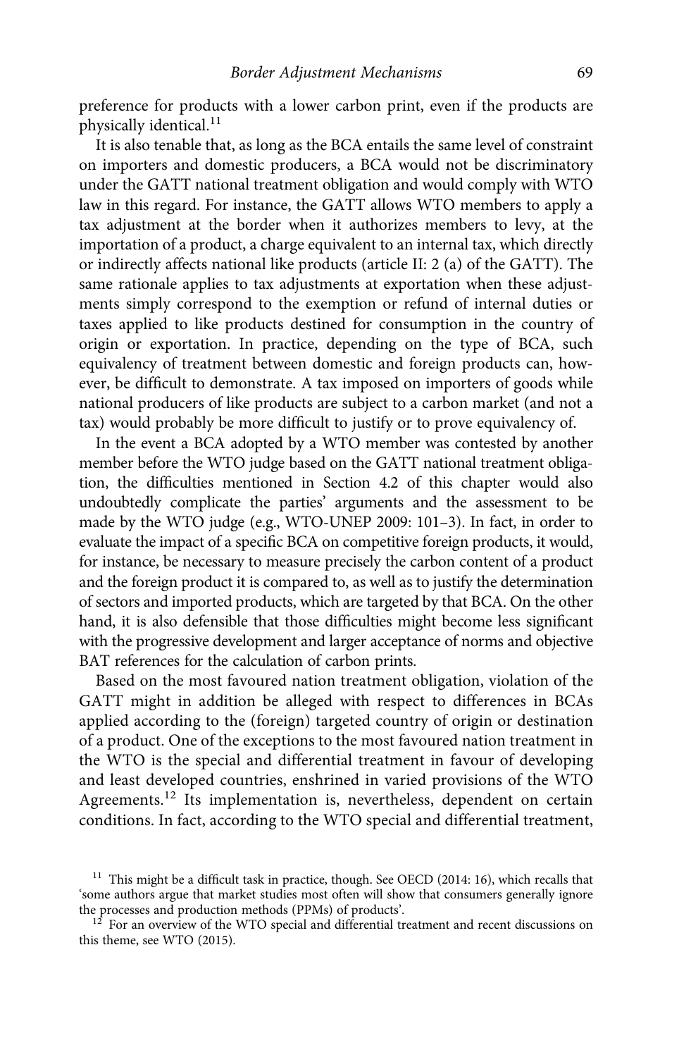preference for products with a lower carbon print, even if the products are physically identical.[11]

It is also tenable that, as long as the BCA entails the same level of constraint on importers and domestic producers, a BCA would not be discriminatory under the GATT national treatment obligation and would comply with WTO law in this regard. For instance, the GATT allows WTO members to apply a tax adjustment at the border when it authorizes members to levy, at the importation of a product, a charge equivalent to an internal tax, which directly or indirectly affects national like products (article II: 2 (a) of the GATT). The same rationale applies to tax adjustments at exportation when these adjustments simply correspond to the exemption or refund of internal duties or taxes applied to like products destined for consumption in the country of origin or exportation. In practice, depending on the type of BCA, such equivalency of treatment between domestic and foreign products can, however, be difficult to demonstrate. A tax imposed on importers of goods while national producers of like products are subject to a carbon market (and not a tax) would probably be more difficult to justify or to prove equivalency of.

In the event a BCA adopted by a WTO member was contested by another member before the WTO judge based on the GATT national treatment obligation, the difficulties mentioned in Section 4.2 of this chapter would also undoubtedly complicate the parties' arguments and the assessment to be made by the WTO judge (e.g., WTO-UNEP 2009: 101–3). In fact, in order to evaluate the impact of a specific BCA on competitive foreign products, it would, for instance, be necessary to measure precisely the carbon content of a product and the foreign product it is compared to, as well as to justify the determination of sectors and imported products, which are targeted by that BCA. On the other hand, it is also defensible that those difficulties might become less significant with the progressive development and larger acceptance of norms and objective BAT references for the calculation of carbon prints.

Based on the most favoured nation treatment obligation, violation of the GATT might in addition be alleged with respect to differences in BCAs applied according to the (foreign) targeted country of origin or destination of a product. One of the exceptions to the most favoured nation treatment in the WTO is the special and differential treatment in favour of developing and least developed countries, enshrined in varied provisions of the WTO Agreements.[12] Its implementation is, nevertheless, dependent on certain conditions. In fact, according to the WTO special and differential treatment,

[11] This might be a difficult task in practice, though. See OECD (2014: 16), which recalls that 'some authors argue that market studies most often will show that consumers generally ignore the processes and production methods (PPMs) of products'.

[12] For an overview of the WTO special and differential treatment and recent discussions on this theme, see WTO (2015).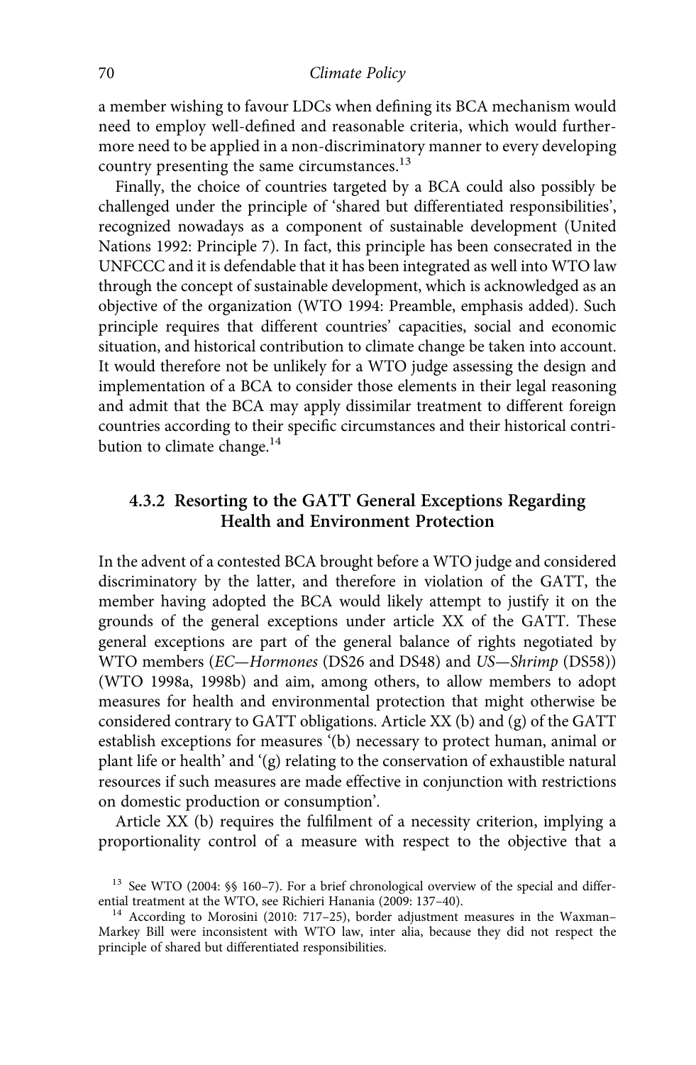a member wishing to favour LDCs when defining its BCA mechanism would need to employ well-defined and reasonable criteria, which would furthermore need to be applied in a non-discriminatory manner to every developing country presenting the same circumstances.[13]

Finally, the choice of countries targeted by a BCA could also possibly be challenged under the principle of 'shared but differentiated responsibilities', recognized nowadays as a component of sustainable development (United Nations 1992: Principle 7). In fact, this principle has been consecrated in the UNFCCC and it is defendable that it has been integrated as well into WTO law through the concept of sustainable development, which is acknowledged as an objective of the organization (WTO 1994: Preamble, emphasis added). Such principle requires that different countries' capacities, social and economic situation, and historical contribution to climate change be taken into account. It would therefore not be unlikely for a WTO judge assessing the design and implementation of a BCA to consider those elements in their legal reasoning and admit that the BCA may apply dissimilar treatment to different foreign countries according to their specific circumstances and their historical contribution to climate change.[14]

### 4.3.2 Resorting to the GATT General Exceptions Regarding Health and Environment Protection

In the advent of a contested BCA brought before a WTO judge and considered discriminatory by the latter, and therefore in violation of the GATT, the member having adopted the BCA would likely attempt to justify it on the grounds of the general exceptions under article XX of the GATT. These general exceptions are part of the general balance of rights negotiated by WTO members (*EC—Hormones* (DS26 and DS48) and *US—Shrimp* (DS58)) (WTO 1998a, 1998b) and aim, among others, to allow members to adopt measures for health and environmental protection that might otherwise be considered contrary to GATT obligations. Article XX (b) and (g) of the GATT establish exceptions for measures '(b) necessary to protect human, animal or plant life or health' and '(g) relating to the conservation of exhaustible natural resources if such measures are made effective in conjunction with restrictions on domestic production or consumption'.

Article XX (b) requires the fulfilment of a necessity criterion, implying a proportionality control of a measure with respect to the objective that a

[13] See WTO (2004: §§ 160–7). For a brief chronological overview of the special and differential treatment at the WTO, see Richieri Hanania (2009: 137–40).

[14] According to Morosini (2010: 717–25), border adjustment measures in the Waxman–Markey Bill were inconsistent with WTO law, inter alia, because they did not respect the principle of shared but differentiated responsibilities.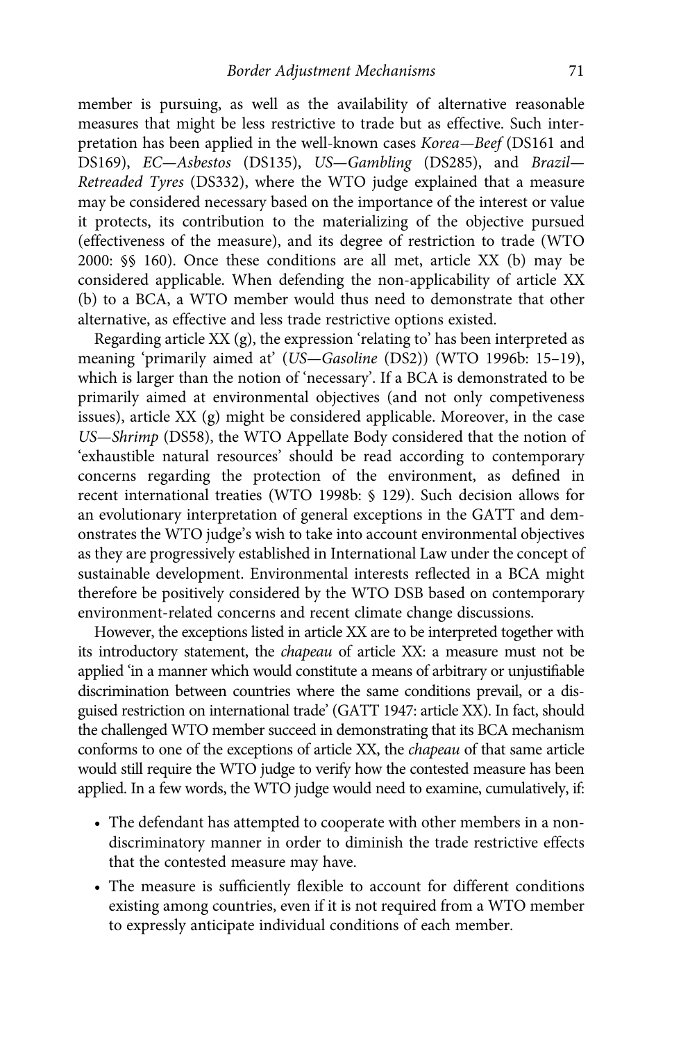member is pursuing, as well as the availability of alternative reasonable measures that might be less restrictive to trade but as effective. Such interpretation has been applied in the well-known cases *Korea—Beef* (DS161 and DS169), *EC—Asbestos* (DS135), *US—Gambling* (DS285), and *Brazil—Retreaded Tyres* (DS332), where the WTO judge explained that a measure may be considered necessary based on the importance of the interest or value it protects, its contribution to the materializing of the objective pursued (effectiveness of the measure), and its degree of restriction to trade (WTO 2000: §§ 160). Once these conditions are all met, article XX (b) may be considered applicable. When defending the non-applicability of article XX (b) to a BCA, a WTO member would thus need to demonstrate that other alternative, as effective and less trade restrictive options existed.

Regarding article XX (g), the expression 'relating to' has been interpreted as meaning 'primarily aimed at' (*US—Gasoline* (DS2)) (WTO 1996b: 15–19), which is larger than the notion of 'necessary'. If a BCA is demonstrated to be primarily aimed at environmental objectives (and not only competiveness issues), article XX (g) might be considered applicable. Moreover, in the case *US—Shrimp* (DS58), the WTO Appellate Body considered that the notion of 'exhaustible natural resources' should be read according to contemporary concerns regarding the protection of the environment, as defined in recent international treaties (WTO 1998b: § 129). Such decision allows for an evolutionary interpretation of general exceptions in the GATT and demonstrates the WTO judge's wish to take into account environmental objectives as they are progressively established in International Law under the concept of sustainable development. Environmental interests reflected in a BCA might therefore be positively considered by the WTO DSB based on contemporary environment-related concerns and recent climate change discussions.

However, the exceptions listed in article XX are to be interpreted together with its introductory statement, the *chapeau* of article XX: a measure must not be applied 'in a manner which would constitute a means of arbitrary or unjustifiable discrimination between countries where the same conditions prevail, or a disguised restriction on international trade' (GATT 1947: article XX). In fact, should the challenged WTO member succeed in demonstrating that its BCA mechanism conforms to one of the exceptions of article XX, the *chapeau* of that same article would still require the WTO judge to verify how the contested measure has been applied. In a few words, the WTO judge would need to examine, cumulatively, if:

- The defendant has attempted to cooperate with other members in a non-discriminatory manner in order to diminish the trade restrictive effects that the contested measure may have.
- The measure is sufficiently flexible to account for different conditions existing among countries, even if it is not required from a WTO member to expressly anticipate individual conditions of each member.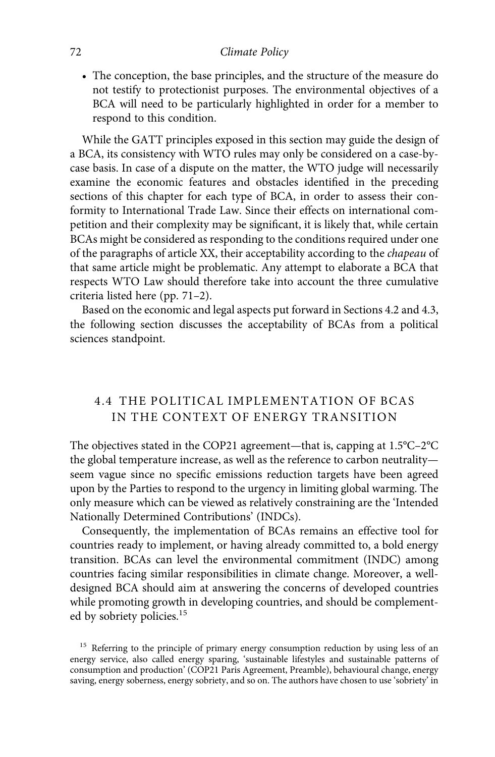- The conception, the base principles, and the structure of the measure do not testify to protectionist purposes. The environmental objectives of a BCA will need to be particularly highlighted in order for a member to respond to this condition.

While the GATT principles exposed in this section may guide the design of a BCA, its consistency with WTO rules may only be considered on a case-by-case basis. In case of a dispute on the matter, the WTO judge will necessarily examine the economic features and obstacles identified in the preceding sections of this chapter for each type of BCA, in order to assess their conformity to International Trade Law. Since their effects on international competition and their complexity may be significant, it is likely that, while certain BCAs might be considered as responding to the conditions required under one of the paragraphs of article XX, their acceptability according to the *chapeau* of that same article might be problematic. Any attempt to elaborate a BCA that respects WTO Law should therefore take into account the three cumulative criteria listed here (pp. 71–2).

Based on the economic and legal aspects put forward in Sections 4.2 and 4.3, the following section discusses the acceptability of BCAs from a political sciences standpoint.

## 4.4 THE POLITICAL IMPLEMENTATION OF BCAS IN THE CONTEXT OF ENERGY TRANSITION

The objectives stated in the COP21 agreement—that is, capping at 1.5°C–2°C the global temperature increase, as well as the reference to carbon neutrality—seem vague since no specific emissions reduction targets have been agreed upon by the Parties to respond to the urgency in limiting global warming. The only measure which can be viewed as relatively constraining are the 'Intended Nationally Determined Contributions' (INDCs).

Consequently, the implementation of BCAs remains an effective tool for countries ready to implement, or having already committed to, a bold energy transition. BCAs can level the environmental commitment (INDC) among countries facing similar responsibilities in climate change. Moreover, a well-designed BCA should aim at answering the concerns of developed countries while promoting growth in developing countries, and should be complemented by sobriety policies.[15]

[15] Referring to the principle of primary energy consumption reduction by using less of an energy service, also called energy sparing, 'sustainable lifestyles and sustainable patterns of consumption and production' (COP21 Paris Agreement, Preamble), behavioural change, energy saving, energy soberness, energy sobriety, and so on. The authors have chosen to use 'sobriety' in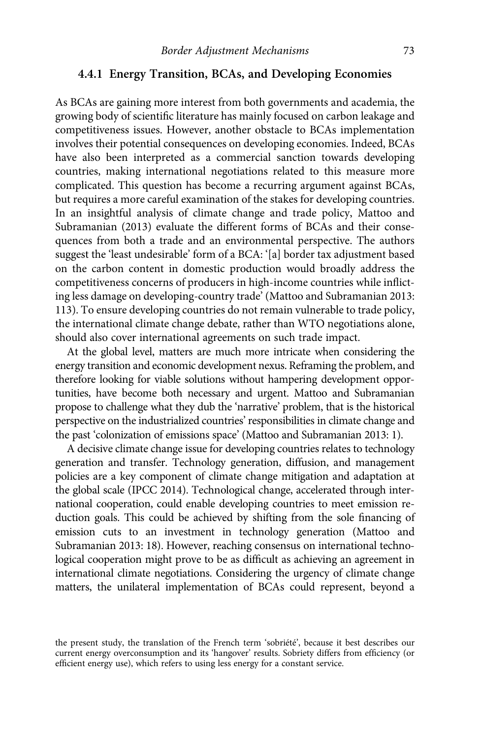### 4.4.1 Energy Transition, BCAs, and Developing Economies

As BCAs are gaining more interest from both governments and academia, the growing body of scientific literature has mainly focused on carbon leakage and competitiveness issues. However, another obstacle to BCAs implementation involves their potential consequences on developing economies. Indeed, BCAs have also been interpreted as a commercial sanction towards developing countries, making international negotiations related to this measure more complicated. This question has become a recurring argument against BCAs, but requires a more careful examination of the stakes for developing countries. In an insightful analysis of climate change and trade policy, Mattoo and Subramanian (2013) evaluate the different forms of BCAs and their consequences from both a trade and an environmental perspective. The authors suggest the 'least undesirable' form of a BCA: '[a] border tax adjustment based on the carbon content in domestic production would broadly address the competitiveness concerns of producers in high-income countries while inflicting less damage on developing-country trade' (Mattoo and Subramanian 2013: 113). To ensure developing countries do not remain vulnerable to trade policy, the international climate change debate, rather than WTO negotiations alone, should also cover international agreements on such trade impact.

At the global level, matters are much more intricate when considering the energy transition and economic development nexus. Reframing the problem, and therefore looking for viable solutions without hampering development opportunities, have become both necessary and urgent. Mattoo and Subramanian propose to challenge what they dub the 'narrative' problem, that is the historical perspective on the industrialized countries' responsibilities in climate change and the past 'colonization of emissions space' (Mattoo and Subramanian 2013: 1).

A decisive climate change issue for developing countries relates to technology generation and transfer. Technology generation, diffusion, and management policies are a key component of climate change mitigation and adaptation at the global scale (IPCC 2014). Technological change, accelerated through international cooperation, could enable developing countries to meet emission reduction goals. This could be achieved by shifting from the sole financing of emission cuts to an investment in technology generation (Mattoo and Subramanian 2013: 18). However, reaching consensus on international technological cooperation might prove to be as difficult as achieving an agreement in international climate negotiations. Considering the urgency of climate change matters, the unilateral implementation of BCAs could represent, beyond a

the present study, the translation of the French term 'sobriété', because it best describes our current energy overconsumption and its 'hangover' results. Sobriety differs from efficiency (or efficient energy use), which refers to using less energy for a constant service.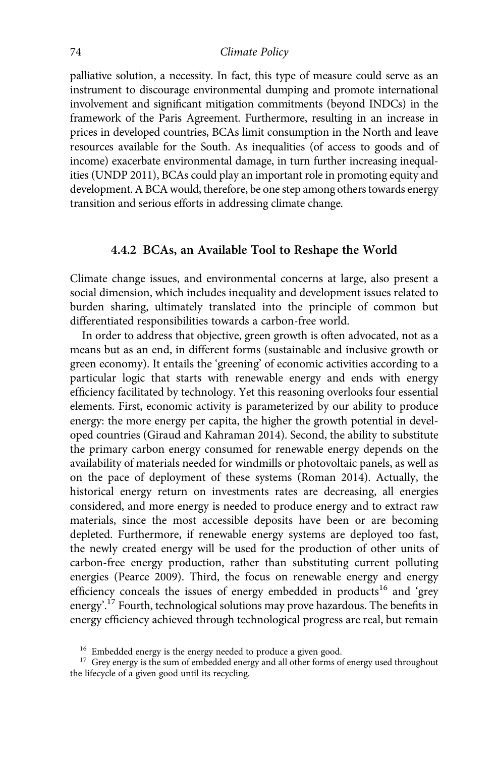palliative solution, a necessity. In fact, this type of measure could serve as an instrument to discourage environmental dumping and promote international involvement and significant mitigation commitments (beyond INDCs) in the framework of the Paris Agreement. Furthermore, resulting in an increase in prices in developed countries, BCAs limit consumption in the North and leave resources available for the South. As inequalities (of access to goods and of income) exacerbate environmental damage, in turn further increasing inequalities (UNDP 2011), BCAs could play an important role in promoting equity and development. A BCA would, therefore, be one step among others towards energy transition and serious efforts in addressing climate change.

### 4.4.2 BCAs, an Available Tool to Reshape the World

Climate change issues, and environmental concerns at large, also present a social dimension, which includes inequality and development issues related to burden sharing, ultimately translated into the principle of common but differentiated responsibilities towards a carbon-free world.

In order to address that objective, green growth is often advocated, not as a means but as an end, in different forms (sustainable and inclusive growth or green economy). It entails the 'greening' of economic activities according to a particular logic that starts with renewable energy and ends with energy efficiency facilitated by technology. Yet this reasoning overlooks four essential elements. First, economic activity is parameterized by our ability to produce energy: the more energy per capita, the higher the growth potential in developed countries (Giraud and Kahraman 2014). Second, the ability to substitute the primary carbon energy consumed for renewable energy depends on the availability of materials needed for windmills or photovoltaic panels, as well as on the pace of deployment of these systems (Roman 2014). Actually, the historical energy return on investments rates are decreasing, all energies considered, and more energy is needed to produce energy and to extract raw materials, since the most accessible deposits have been or are becoming depleted. Furthermore, if renewable energy systems are deployed too fast, the newly created energy will be used for the production of other units of carbon-free energy production, rather than substituting current polluting energies (Pearce 2009). Third, the focus on renewable energy and energy efficiency conceals the issues of energy embedded in products[16] and 'grey energy'.[17] Fourth, technological solutions may prove hazardous. The benefits in energy efficiency achieved through technological progress are real, but remain

[16] Embedded energy is the energy needed to produce a given good.

[17] Grey energy is the sum of embedded energy and all other forms of energy used throughout the lifecycle of a given good until its recycling.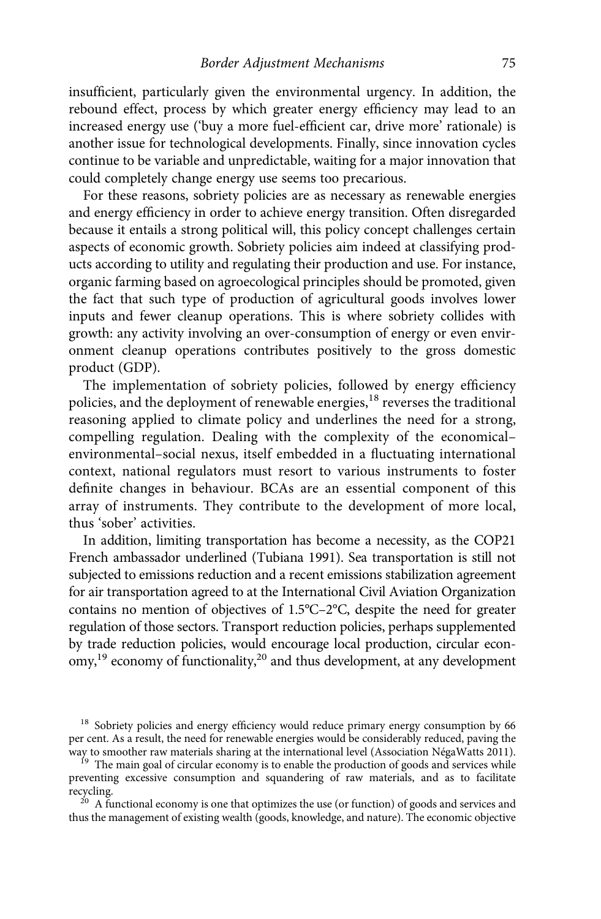insufficient, particularly given the environmental urgency. In addition, the rebound effect, process by which greater energy efficiency may lead to an increased energy use ('buy a more fuel-efficient car, drive more' rationale) is another issue for technological developments. Finally, since innovation cycles continue to be variable and unpredictable, waiting for a major innovation that could completely change energy use seems too precarious.

For these reasons, sobriety policies are as necessary as renewable energies and energy efficiency in order to achieve energy transition. Often disregarded because it entails a strong political will, this policy concept challenges certain aspects of economic growth. Sobriety policies aim indeed at classifying products according to utility and regulating their production and use. For instance, organic farming based on agroecological principles should be promoted, given the fact that such type of production of agricultural goods involves lower inputs and fewer cleanup operations. This is where sobriety collides with growth: any activity involving an over-consumption of energy or even environment cleanup operations contributes positively to the gross domestic product (GDP).

The implementation of sobriety policies, followed by energy efficiency policies, and the deployment of renewable energies,[18] reverses the traditional reasoning applied to climate policy and underlines the need for a strong, compelling regulation. Dealing with the complexity of the economical–environmental–social nexus, itself embedded in a fluctuating international context, national regulators must resort to various instruments to foster definite changes in behaviour. BCAs are an essential component of this array of instruments. They contribute to the development of more local, thus 'sober' activities.

In addition, limiting transportation has become a necessity, as the COP21 French ambassador underlined (Tubiana 1991). Sea transportation is still not subjected to emissions reduction and a recent emissions stabilization agreement for air transportation agreed to at the International Civil Aviation Organization contains no mention of objectives of 1.5°C–2°C, despite the need for greater regulation of those sectors. Transport reduction policies, perhaps supplemented by trade reduction policies, would encourage local production, circular economy,[19] economy of functionality,[20] and thus development, at any development

[18] Sobriety policies and energy efficiency would reduce primary energy consumption by 66 per cent. As a result, the need for renewable energies would be considerably reduced, paving the way to smoother raw materials sharing at the international level (Association NégaWatts 2011).

[19] The main goal of circular economy is to enable the production of goods and services while preventing excessive consumption and squandering of raw materials, and as to facilitate recycling.

[20] A functional economy is one that optimizes the use (or function) of goods and services and thus the management of existing wealth (goods, knowledge, and nature). The economic objective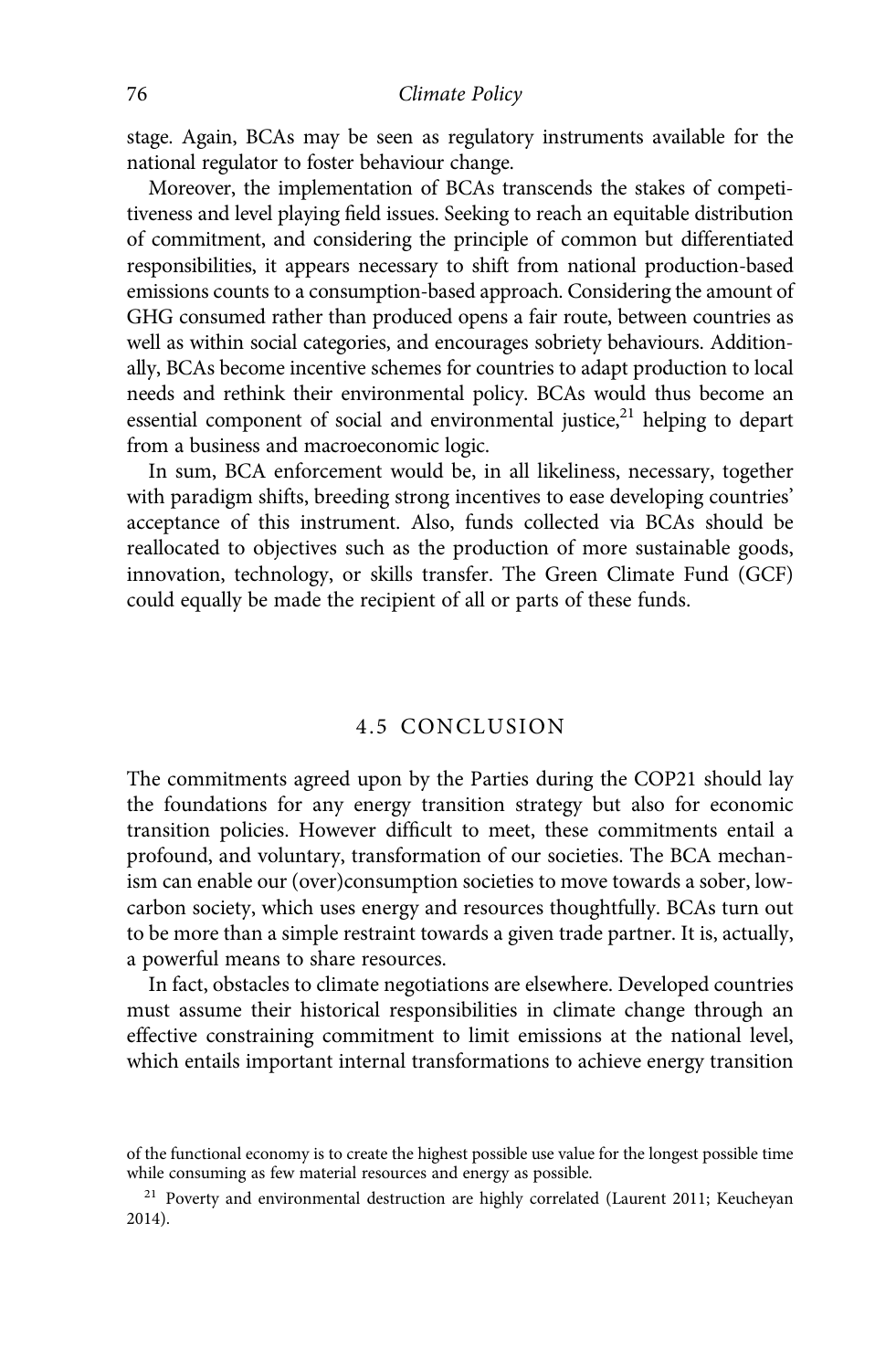stage. Again, BCAs may be seen as regulatory instruments available for the national regulator to foster behaviour change.

Moreover, the implementation of BCAs transcends the stakes of competitiveness and level playing field issues. Seeking to reach an equitable distribution of commitment, and considering the principle of common but differentiated responsibilities, it appears necessary to shift from national production-based emissions counts to a consumption-based approach. Considering the amount of GHG consumed rather than produced opens a fair route, between countries as well as within social categories, and encourages sobriety behaviours. Additionally, BCAs become incentive schemes for countries to adapt production to local needs and rethink their environmental policy. BCAs would thus become an essential component of social and environmental justice,[21] helping to depart from a business and macroeconomic logic.

In sum, BCA enforcement would be, in all likeliness, necessary, together with paradigm shifts, breeding strong incentives to ease developing countries' acceptance of this instrument. Also, funds collected via BCAs should be reallocated to objectives such as the production of more sustainable goods, innovation, technology, or skills transfer. The Green Climate Fund (GCF) could equally be made the recipient of all or parts of these funds.

## 4.5 CONCLUSION

The commitments agreed upon by the Parties during the COP21 should lay the foundations for any energy transition strategy but also for economic transition policies. However difficult to meet, these commitments entail a profound, and voluntary, transformation of our societies. The BCA mechanism can enable our (over)consumption societies to move towards a sober, low-carbon society, which uses energy and resources thoughtfully. BCAs turn out to be more than a simple restraint towards a given trade partner. It is, actually, a powerful means to share resources.

In fact, obstacles to climate negotiations are elsewhere. Developed countries must assume their historical responsibilities in climate change through an effective constraining commitment to limit emissions at the national level, which entails important internal transformations to achieve energy transition

of the functional economy is to create the highest possible use value for the longest possible time while consuming as few material resources and energy as possible.

[21] Poverty and environmental destruction are highly correlated (Laurent 2011; Keucheyan 2014).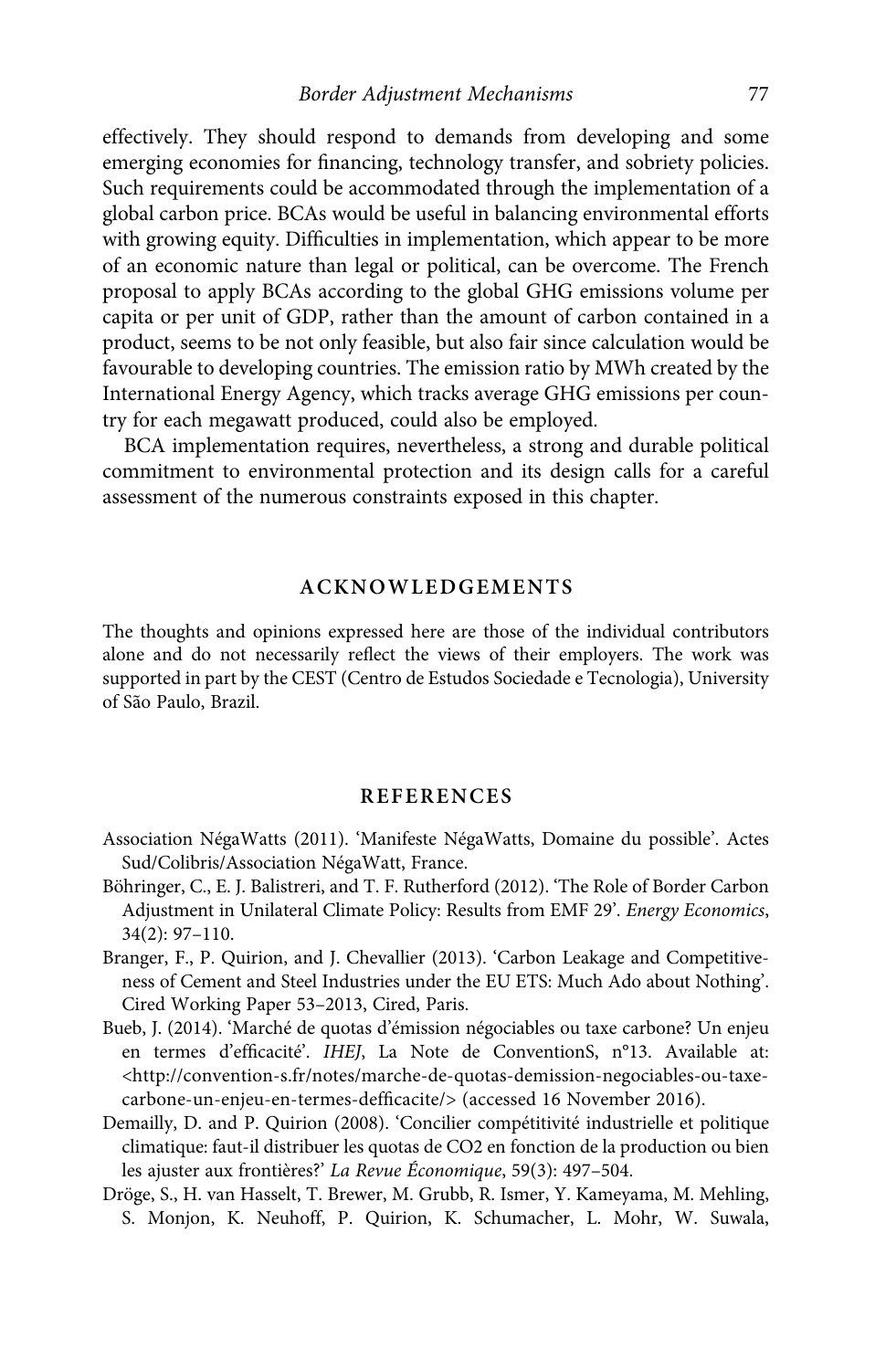effectively. They should respond to demands from developing and some emerging economies for financing, technology transfer, and sobriety policies. Such requirements could be accommodated through the implementation of a global carbon price. BCAs would be useful in balancing environmental efforts with growing equity. Difficulties in implementation, which appear to be more of an economic nature than legal or political, can be overcome. The French proposal to apply BCAs according to the global GHG emissions volume per capita or per unit of GDP, rather than the amount of carbon contained in a product, seems to be not only feasible, but also fair since calculation would be favourable to developing countries. The emission ratio by MWh created by the International Energy Agency, which tracks average GHG emissions per country for each megawatt produced, could also be employed.

BCA implementation requires, nevertheless, a strong and durable political commitment to environmental protection and its design calls for a careful assessment of the numerous constraints exposed in this chapter.

## ACKNOWLEDGEMENTS

The thoughts and opinions expressed here are those of the individual contributors alone and do not necessarily reflect the views of their employers. The work was supported in part by the CEST (Centro de Estudos Sociedade e Tecnologia), University of São Paulo, Brazil.

## REFERENCES

Association NégaWatts (2011). 'Manifeste NégaWatts, Domaine du possible'. Actes Sud/Colibris/Association NégaWatt, France.

Böhringer, C., E. J. Balistreri, and T. F. Rutherford (2012). 'The Role of Border Carbon Adjustment in Unilateral Climate Policy: Results from EMF 29'. *Energy Economics*, 34(2): 97–110.

Branger, F., P. Quirion, and J. Chevallier (2013). 'Carbon Leakage and Competitiveness of Cement and Steel Industries under the EU ETS: Much Ado about Nothing'. Cired Working Paper 53–2013, Cired, Paris.

Bueb, J. (2014). 'Marché de quotas d'émission négociables ou taxe carbone? Un enjeu en termes d'efficacité'. *IHEJ*, La Note de ConventionS, n°13. Available at: <http://convention-s.fr/notes/marche-de-quotas-demission-negociables-ou-taxe-carbone-un-enjeu-en-termes-defficacite/> (accessed 16 November 2016).

Demailly, D. and P. Quirion (2008). 'Concilier compétitivité industrielle et politique climatique: faut-il distribuer les quotas de CO2 en fonction de la production ou bien les ajuster aux frontières?' *La Revue Économique*, 59(3): 497–504.

Dröge, S., H. van Hasselt, T. Brewer, M. Grubb, R. Ismer, Y. Kameyama, M. Mehling, S. Monjon, K. Neuhoff, P. Quirion, K. Schumacher, L. Mohr, W. Suwala,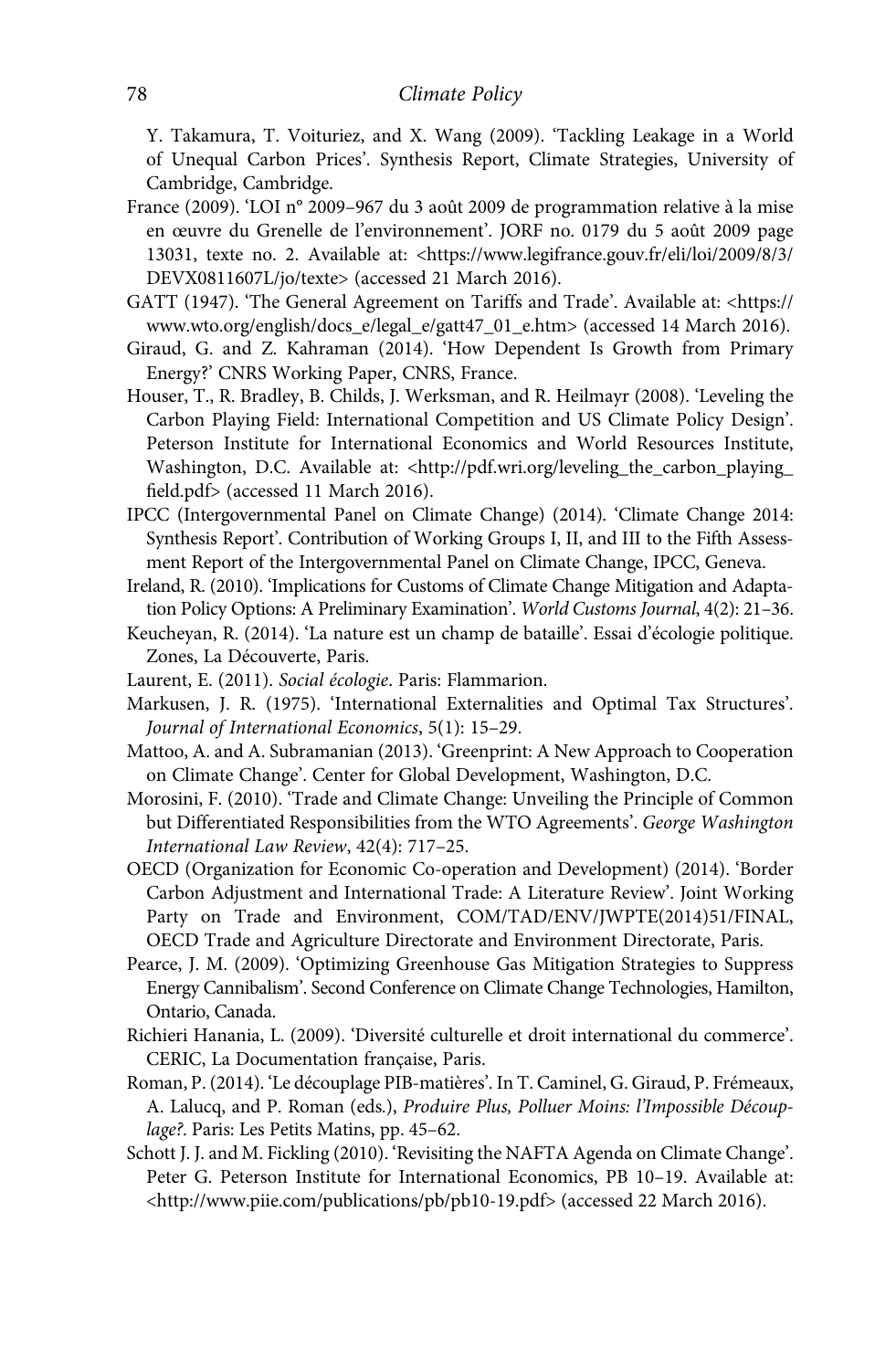Y. Takamura, T. Voituriez, and X. Wang (2009). 'Tackling Leakage in a World of Unequal Carbon Prices'. Synthesis Report, Climate Strategies, University of Cambridge, Cambridge.

France (2009). 'LOI n° 2009–967 du 3 août 2009 de programmation relative à la mise en œuvre du Grenelle de l'environnement'. JORF no. 0179 du 5 août 2009 page 13031, texte no. 2. Available at: <https://www.legifrance.gouv.fr/eli/loi/2009/8/3/DEVX0811607L/jo/texte> (accessed 21 March 2016).

GATT (1947). 'The General Agreement on Tariffs and Trade'. Available at: <https://www.wto.org/english/docs_e/legal_e/gatt47_01_e.htm> (accessed 14 March 2016).

Giraud, G. and Z. Kahraman (2014). 'How Dependent Is Growth from Primary Energy?' CNRS Working Paper, CNRS, France.

Houser, T., R. Bradley, B. Childs, J. Werksman, and R. Heilmayr (2008). 'Leveling the Carbon Playing Field: International Competition and US Climate Policy Design'. Peterson Institute for International Economics and World Resources Institute, Washington, D.C. Available at: <http://pdf.wri.org/leveling_the_carbon_playing_field.pdf> (accessed 11 March 2016).

IPCC (Intergovernmental Panel on Climate Change) (2014). 'Climate Change 2014: Synthesis Report'. Contribution of Working Groups I, II, and III to the Fifth Assessment Report of the Intergovernmental Panel on Climate Change, IPCC, Geneva.

Ireland, R. (2010). 'Implications for Customs of Climate Change Mitigation and Adaptation Policy Options: A Preliminary Examination'. *World Customs Journal*, 4(2): 21–36.

Keucheyan, R. (2014). 'La nature est un champ de bataille'. Essai d'écologie politique. Zones, La Découverte, Paris.

Laurent, E. (2011). *Social écologie*. Paris: Flammarion.

Markusen, J. R. (1975). 'International Externalities and Optimal Tax Structures'. *Journal of International Economics*, 5(1): 15–29.

Mattoo, A. and A. Subramanian (2013). 'Greenprint: A New Approach to Cooperation on Climate Change'. Center for Global Development, Washington, D.C.

Morosini, F. (2010). 'Trade and Climate Change: Unveiling the Principle of Common but Differentiated Responsibilities from the WTO Agreements'. *George Washington International Law Review*, 42(4): 717–25.

OECD (Organization for Economic Co-operation and Development) (2014). 'Border Carbon Adjustment and International Trade: A Literature Review'. Joint Working Party on Trade and Environment, COM/TAD/ENV/JWPTE(2014)51/FINAL, OECD Trade and Agriculture Directorate and Environment Directorate, Paris.

Pearce, J. M. (2009). 'Optimizing Greenhouse Gas Mitigation Strategies to Suppress Energy Cannibalism'. Second Conference on Climate Change Technologies, Hamilton, Ontario, Canada.

Richieri Hanania, L. (2009). 'Diversité culturelle et droit international du commerce'. CERIC, La Documentation française, Paris.

Roman, P. (2014). 'Le découplage PIB-matières'. In T. Caminel, G. Giraud, P. Frémeaux, A. Lalucq, and P. Roman (eds.), *Produire Plus, Polluer Moins: l'Impossible Découplage?*. Paris: Les Petits Matins, pp. 45–62.

Schott J. J. and M. Fickling (2010). 'Revisiting the NAFTA Agenda on Climate Change'. Peter G. Peterson Institute for International Economics, PB 10–19. Available at: <http://www.piie.com/publications/pb/pb10-19.pdf> (accessed 22 March 2016).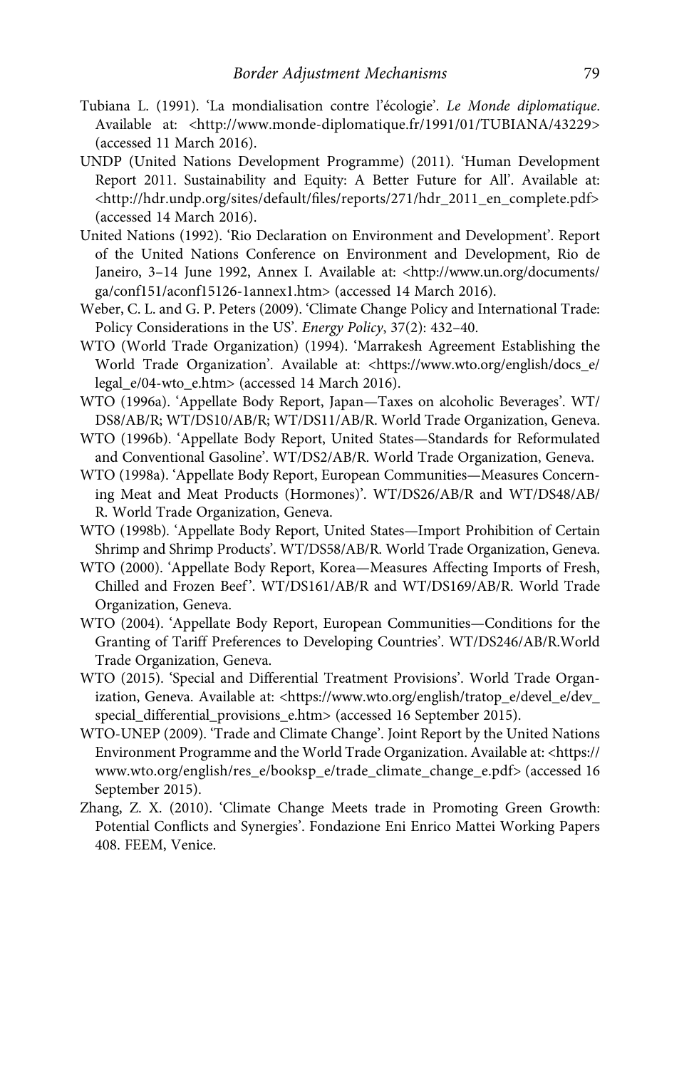Tubiana L. (1991). 'La mondialisation contre l'écologie'. *Le Monde diplomatique*. Available at: <http://www.monde-diplomatique.fr/1991/01/TUBIANA/43229> (accessed 11 March 2016).

UNDP (United Nations Development Programme) (2011). 'Human Development Report 2011. Sustainability and Equity: A Better Future for All'. Available at: <http://hdr.undp.org/sites/default/files/reports/271/hdr_2011_en_complete.pdf> (accessed 14 March 2016).

United Nations (1992). 'Rio Declaration on Environment and Development'. Report of the United Nations Conference on Environment and Development, Rio de Janeiro, 3–14 June 1992, Annex I. Available at: <http://www.un.org/documents/ga/conf151/aconf15126-1annex1.htm> (accessed 14 March 2016).

Weber, C. L. and G. P. Peters (2009). 'Climate Change Policy and International Trade: Policy Considerations in the US'. *Energy Policy*, 37(2): 432–40.

WTO (World Trade Organization) (1994). 'Marrakesh Agreement Establishing the World Trade Organization'. Available at: <https://www.wto.org/english/docs_e/legal_e/04-wto_e.htm> (accessed 14 March 2016).

WTO (1996a). 'Appellate Body Report, Japan—Taxes on alcoholic Beverages'. WT/DS8/AB/R; WT/DS10/AB/R; WT/DS11/AB/R. World Trade Organization, Geneva.

WTO (1996b). 'Appellate Body Report, United States—Standards for Reformulated and Conventional Gasoline'. WT/DS2/AB/R. World Trade Organization, Geneva.

WTO (1998a). 'Appellate Body Report, European Communities—Measures Concerning Meat and Meat Products (Hormones)'. WT/DS26/AB/R and WT/DS48/AB/R. World Trade Organization, Geneva.

WTO (1998b). 'Appellate Body Report, United States—Import Prohibition of Certain Shrimp and Shrimp Products'. WT/DS58/AB/R. World Trade Organization, Geneva.

WTO (2000). 'Appellate Body Report, Korea—Measures Affecting Imports of Fresh, Chilled and Frozen Beef'. WT/DS161/AB/R and WT/DS169/AB/R. World Trade Organization, Geneva.

WTO (2004). 'Appellate Body Report, European Communities—Conditions for the Granting of Tariff Preferences to Developing Countries'. WT/DS246/AB/R.World Trade Organization, Geneva.

WTO (2015). 'Special and Differential Treatment Provisions'. World Trade Organization, Geneva. Available at: <https://www.wto.org/english/tratop_e/devel_e/dev_special_differential_provisions_e.htm> (accessed 16 September 2015).

WTO-UNEP (2009). 'Trade and Climate Change'. Joint Report by the United Nations Environment Programme and the World Trade Organization. Available at: <https://www.wto.org/english/res_e/booksp_e/trade_climate_change_e.pdf> (accessed 16 September 2015).

Zhang, Z. X. (2010). 'Climate Change Meets trade in Promoting Green Growth: Potential Conflicts and Synergies'. Fondazione Eni Enrico Mattei Working Papers 408. FEEM, Venice.